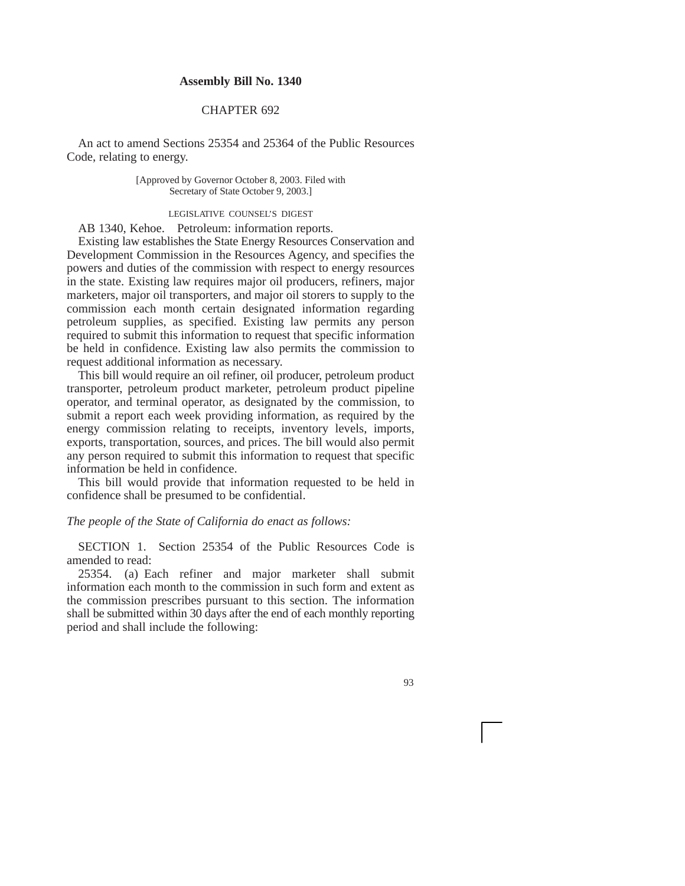**Assembly Bill No. 1340**

CHAPTER 692

An act to amend Sections 25354 and 25364 of the Public Resources Code, relating to energy.

[Approved by Governor October 8, 2003. Filed with Secretary of State October 9, 2003.]

LEGISLATIVE COUNSEL'S DIGEST

AB 1340, Kehoe. Petroleum: information reports.

Existing law establishes the State Energy Resources Conservation and Development Commission in the Resources Agency, and specifies the powers and duties of the commission with respect to energy resources in the state. Existing law requires major oil producers, refiners, major marketers, major oil transporters, and major oil storers to supply to the commission each month certain designated information regarding petroleum supplies, as specified. Existing law permits any person required to submit this information to request that specific information be held in confidence. Existing law also permits the commission to request additional information as necessary.

This bill would require an oil refiner, oil producer, petroleum product transporter, petroleum product marketer, petroleum product pipeline operator, and terminal operator, as designated by the commission, to submit a report each week providing information, as required by the energy commission relating to receipts, inventory levels, imports, exports, transportation, sources, and prices. The bill would also permit any person required to submit this information to request that specific information be held in confidence.

This bill would provide that information requested to be held in confidence shall be presumed to be confidential.

*The people of the State of California do enact as follows:*

SECTION 1. Section 25354 of the Public Resources Code is amended to read:

25354. (a) Each refiner and major marketer shall submit information each month to the commission in such form and extent as the commission prescribes pursuant to this section. The information shall be submitted within 30 days after the end of each monthly reporting period and shall include the following: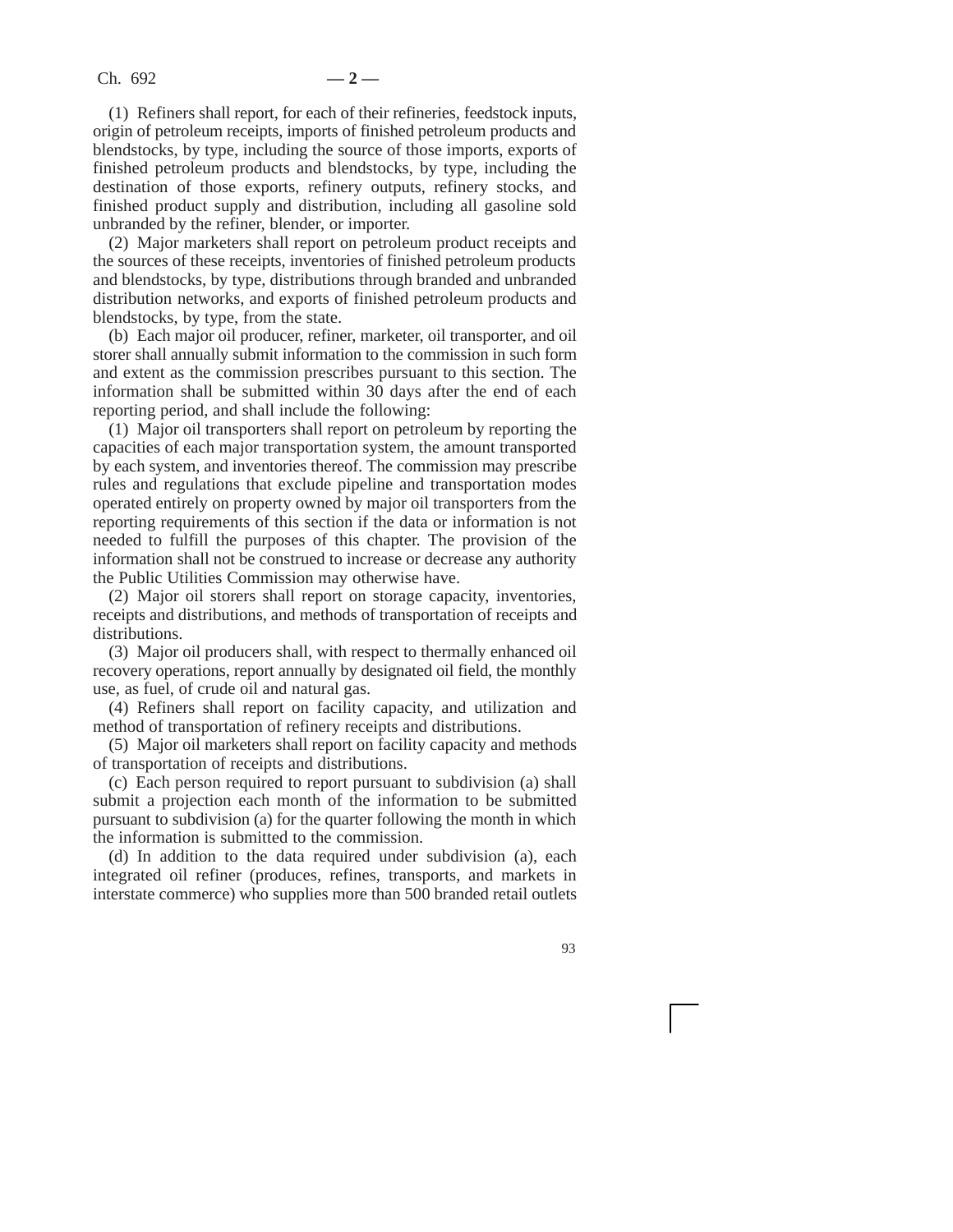(1) Refiners shall report, for each of their refineries, feedstock inputs, origin of petroleum receipts, imports of finished petroleum products and blendstocks, by type, including the source of those imports, exports of finished petroleum products and blendstocks, by type, including the destination of those exports, refinery outputs, refinery stocks, and finished product supply and distribution, including all gasoline sold unbranded by the refiner, blender, or importer.

(2) Major marketers shall report on petroleum product receipts and the sources of these receipts, inventories of finished petroleum products and blendstocks, by type, distributions through branded and unbranded distribution networks, and exports of finished petroleum products and blendstocks, by type, from the state.

(b) Each major oil producer, refiner, marketer, oil transporter, and oil storer shall annually submit information to the commission in such form and extent as the commission prescribes pursuant to this section. The information shall be submitted within 30 days after the end of each reporting period, and shall include the following:

(1) Major oil transporters shall report on petroleum by reporting the capacities of each major transportation system, the amount transported by each system, and inventories thereof. The commission may prescribe rules and regulations that exclude pipeline and transportation modes operated entirely on property owned by major oil transporters from the reporting requirements of this section if the data or information is not needed to fulfill the purposes of this chapter. The provision of the information shall not be construed to increase or decrease any authority the Public Utilities Commission may otherwise have.

(2) Major oil storers shall report on storage capacity, inventories, receipts and distributions, and methods of transportation of receipts and distributions.

(3) Major oil producers shall, with respect to thermally enhanced oil recovery operations, report annually by designated oil field, the monthly use, as fuel, of crude oil and natural gas.

(4) Refiners shall report on facility capacity, and utilization and method of transportation of refinery receipts and distributions.

(5) Major oil marketers shall report on facility capacity and methods of transportation of receipts and distributions.

(c) Each person required to report pursuant to subdivision (a) shall submit a projection each month of the information to be submitted pursuant to subdivision (a) for the quarter following the month in which the information is submitted to the commission.

(d) In addition to the data required under subdivision (a), each integrated oil refiner (produces, refines, transports, and markets in interstate commerce) who supplies more than 500 branded retail outlets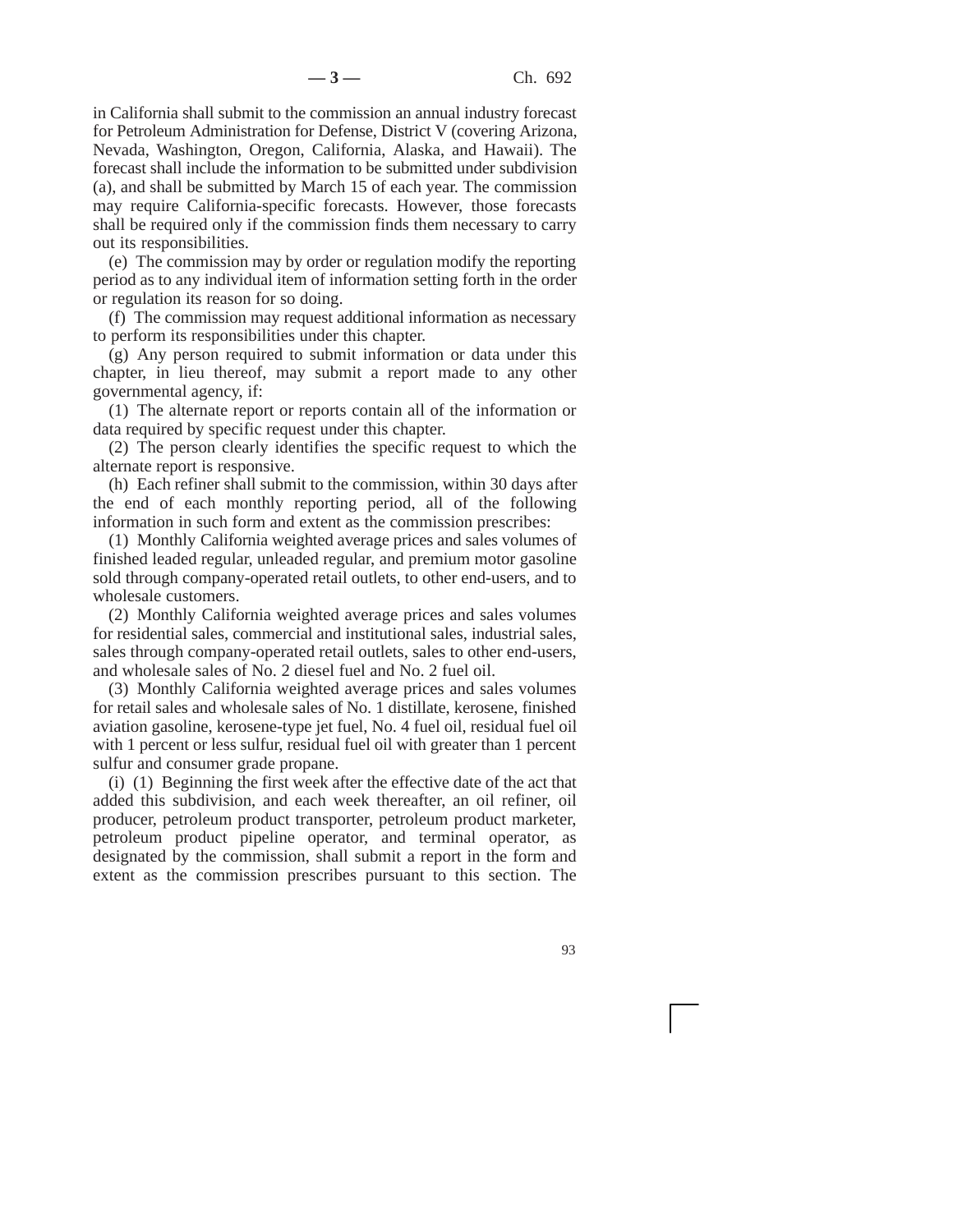in California shall submit to the commission an annual industry forecast for Petroleum Administration for Defense, District V (covering Arizona, Nevada, Washington, Oregon, California, Alaska, and Hawaii). The forecast shall include the information to be submitted under subdivision (a), and shall be submitted by March 15 of each year. The commission may require California-specific forecasts. However, those forecasts shall be required only if the commission finds them necessary to carry out its responsibilities.

(e) The commission may by order or regulation modify the reporting period as to any individual item of information setting forth in the order or regulation its reason for so doing.

(f) The commission may request additional information as necessary to perform its responsibilities under this chapter.

(g) Any person required to submit information or data under this chapter, in lieu thereof, may submit a report made to any other governmental agency, if:

(1) The alternate report or reports contain all of the information or data required by specific request under this chapter.

(2) The person clearly identifies the specific request to which the alternate report is responsive.

(h) Each refiner shall submit to the commission, within 30 days after the end of each monthly reporting period, all of the following information in such form and extent as the commission prescribes:

(1) Monthly California weighted average prices and sales volumes of finished leaded regular, unleaded regular, and premium motor gasoline sold through company-operated retail outlets, to other end-users, and to wholesale customers.

(2) Monthly California weighted average prices and sales volumes for residential sales, commercial and institutional sales, industrial sales, sales through company-operated retail outlets, sales to other end-users, and wholesale sales of No. 2 diesel fuel and No. 2 fuel oil.

(3) Monthly California weighted average prices and sales volumes for retail sales and wholesale sales of No. 1 distillate, kerosene, finished aviation gasoline, kerosene-type jet fuel, No. 4 fuel oil, residual fuel oil with 1 percent or less sulfur, residual fuel oil with greater than 1 percent sulfur and consumer grade propane.

(i) (1) Beginning the first week after the effective date of the act that added this subdivision, and each week thereafter, an oil refiner, oil producer, petroleum product transporter, petroleum product marketer, petroleum product pipeline operator, and terminal operator, as designated by the commission, shall submit a report in the form and extent as the commission prescribes pursuant to this section. The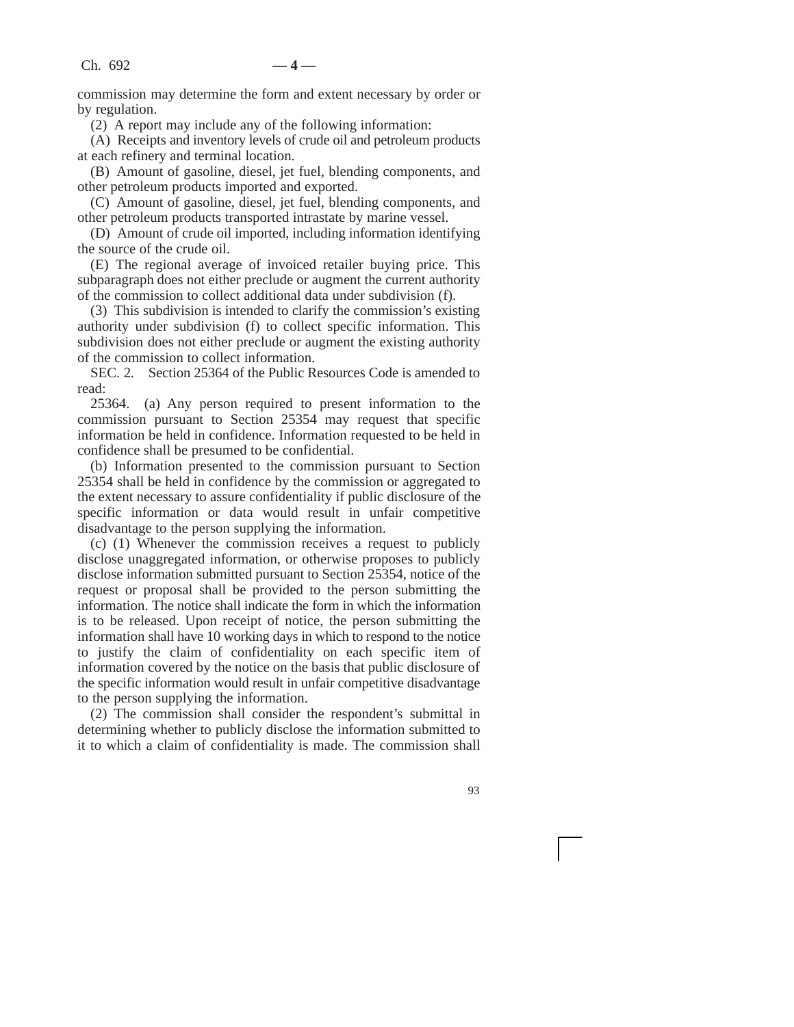commission may determine the form and extent necessary by order or by regulation.

(2) A report may include any of the following information:

(A) Receipts and inventory levels of crude oil and petroleum products at each refinery and terminal location.

(B) Amount of gasoline, diesel, jet fuel, blending components, and other petroleum products imported and exported.

(C) Amount of gasoline, diesel, jet fuel, blending components, and other petroleum products transported intrastate by marine vessel.

(D) Amount of crude oil imported, including information identifying the source of the crude oil.

(E) The regional average of invoiced retailer buying price. This subparagraph does not either preclude or augment the current authority of the commission to collect additional data under subdivision (f).

(3) This subdivision is intended to clarify the commission's existing authority under subdivision (f) to collect specific information. This subdivision does not either preclude or augment the existing authority of the commission to collect information.

SEC. 2. Section 25364 of the Public Resources Code is amended to read:

25364. (a) Any person required to present information to the commission pursuant to Section 25354 may request that specific information be held in confidence. Information requested to be held in confidence shall be presumed to be confidential.

(b) Information presented to the commission pursuant to Section 25354 shall be held in confidence by the commission or aggregated to the extent necessary to assure confidentiality if public disclosure of the specific information or data would result in unfair competitive disadvantage to the person supplying the information.

(c) (1) Whenever the commission receives a request to publicly disclose unaggregated information, or otherwise proposes to publicly disclose information submitted pursuant to Section 25354, notice of the request or proposal shall be provided to the person submitting the information. The notice shall indicate the form in which the information is to be released. Upon receipt of notice, the person submitting the information shall have 10 working days in which to respond to the notice to justify the claim of confidentiality on each specific item of information covered by the notice on the basis that public disclosure of the specific information would result in unfair competitive disadvantage to the person supplying the information.

(2) The commission shall consider the respondent's submittal in determining whether to publicly disclose the information submitted to it to which a claim of confidentiality is made. The commission shall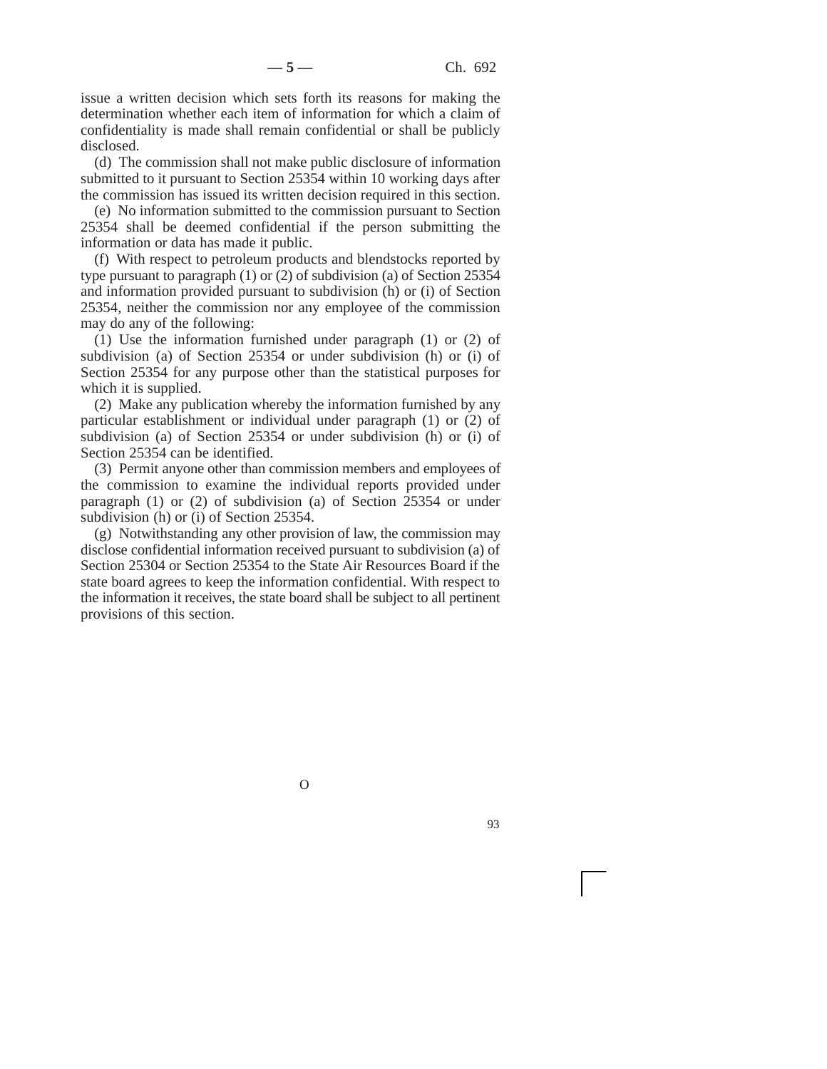issue a written decision which sets forth its reasons for making the determination whether each item of information for which a claim of confidentiality is made shall remain confidential or shall be publicly disclosed.

(d) The commission shall not make public disclosure of information submitted to it pursuant to Section 25354 within 10 working days after the commission has issued its written decision required in this section.

(e) No information submitted to the commission pursuant to Section 25354 shall be deemed confidential if the person submitting the information or data has made it public.

(f) With respect to petroleum products and blendstocks reported by type pursuant to paragraph (1) or (2) of subdivision (a) of Section 25354 and information provided pursuant to subdivision (h) or (i) of Section 25354, neither the commission nor any employee of the commission may do any of the following:

(1) Use the information furnished under paragraph (1) or (2) of subdivision (a) of Section 25354 or under subdivision (h) or (i) of Section 25354 for any purpose other than the statistical purposes for which it is supplied.

(2) Make any publication whereby the information furnished by any particular establishment or individual under paragraph (1) or (2) of subdivision (a) of Section 25354 or under subdivision (h) or (i) of Section 25354 can be identified.

(3) Permit anyone other than commission members and employees of the commission to examine the individual reports provided under paragraph (1) or (2) of subdivision (a) of Section 25354 or under subdivision (h) or (i) of Section 25354.

(g) Notwithstanding any other provision of law, the commission may disclose confidential information received pursuant to subdivision (a) of Section 25304 or Section 25354 to the State Air Resources Board if the state board agrees to keep the information confidential. With respect to the information it receives, the state board shall be subject to all pertinent provisions of this section.

O